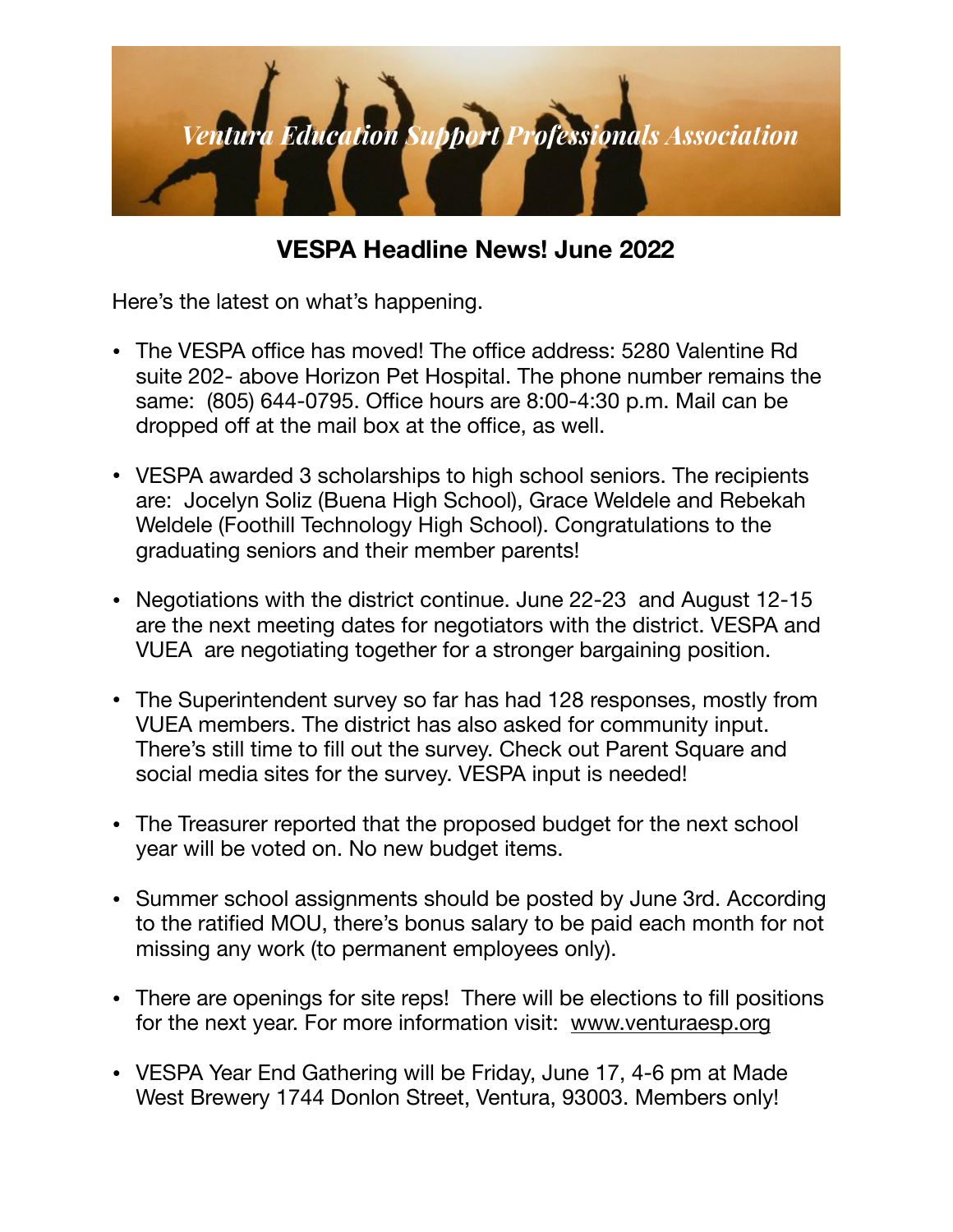*Ventura Education Support Professionals Association*

## VESPA Headline News! June 2022

Here's the latest on what's happening.

- The VESPA office has moved! The office address: 5280 Valentine Rd suite 202- above Horizon Pet Hospital. The phone number remains the same: (805) 644-0795. Office hours are 8:00-4:30 p.m. Mail can be dropped off at the mail box at the office, as well.

- VESPA awarded 3 scholarships to high school seniors. The recipients are: Jocelyn Soliz (Buena High School), Grace Weldele and Rebekah Weldele (Foothill Technology High School). Congratulations to the graduating seniors and their member parents!

- Negotiations with the district continue. June 22-23 and August 12-15 are the next meeting dates for negotiators with the district. VESPA and VUEA are negotiating together for a stronger bargaining position.

- The Superintendent survey so far has had 128 responses, mostly from VUEA members. The district has also asked for community input. There's still time to fill out the survey. Check out Parent Square and social media sites for the survey. VESPA input is needed!

- The Treasurer reported that the proposed budget for the next school year will be voted on. No new budget items.

- Summer school assignments should be posted by June 3rd. According to the ratified MOU, there's bonus salary to be paid each month for not missing any work (to permanent employees only).

- There are openings for site reps! There will be elections to fill positions for the next year. For more information visit: www.venturaesp.org

- VESPA Year End Gathering will be Friday, June 17, 4-6 pm at Made West Brewery 1744 Donlon Street, Ventura, 93003. Members only!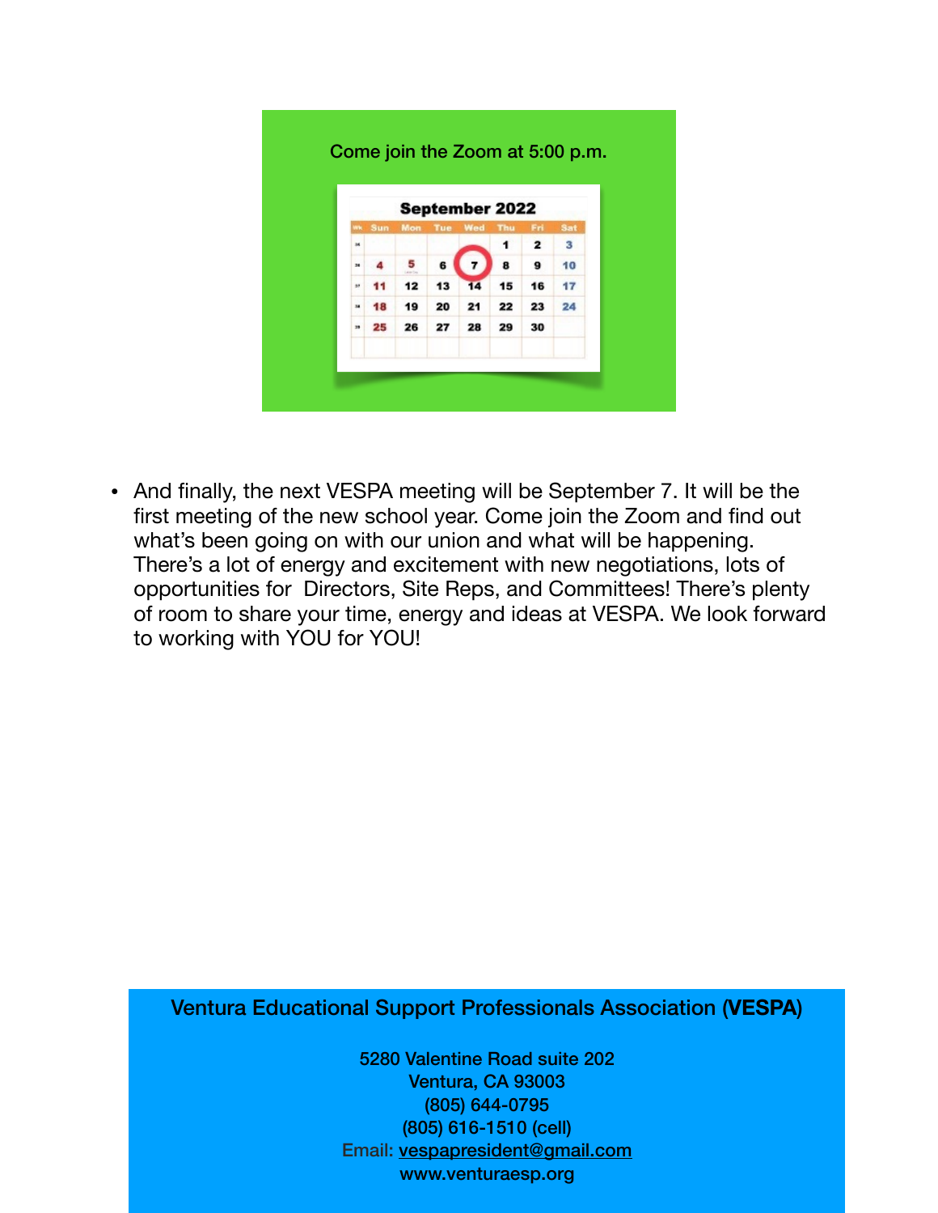Come join the Zoom at 5:00 p.m.

September 2022

| Wk | Sun | Mon | Tue | Wed | Thu | Fri | Sat |
|---|---|---|---|---|---|---|---|
| 36 | | | | | 1 | 2 | 3 |
| 36 | 4 | 5 | 6 | 7 | 8 | 9 | 10 |
| 37 | 11 | 12 | 13 | 14 | 15 | 16 | 17 |
| 38 | 18 | 19 | 20 | 21 | 22 | 23 | 24 |
| 39 | 25 | 26 | 27 | 28 | 29 | 30 | |

- And finally, the next VESPA meeting will be September 7. It will be the first meeting of the new school year. Come join the Zoom and find out what's been going on with our union and what will be happening. There's a lot of energy and excitement with new negotiations, lots of opportunities for Directors, Site Reps, and Committees! There's plenty of room to share your time, energy and ideas at VESPA. We look forward to working with YOU for YOU!

Ventura Educational Support Professionals Association (**VESPA**)

5280 Valentine Road suite 202
Ventura, CA 93003
(805) 644-0795
(805) 616-1510 (cell)
Email: vespapresident@gmail.com
www.venturaesp.org